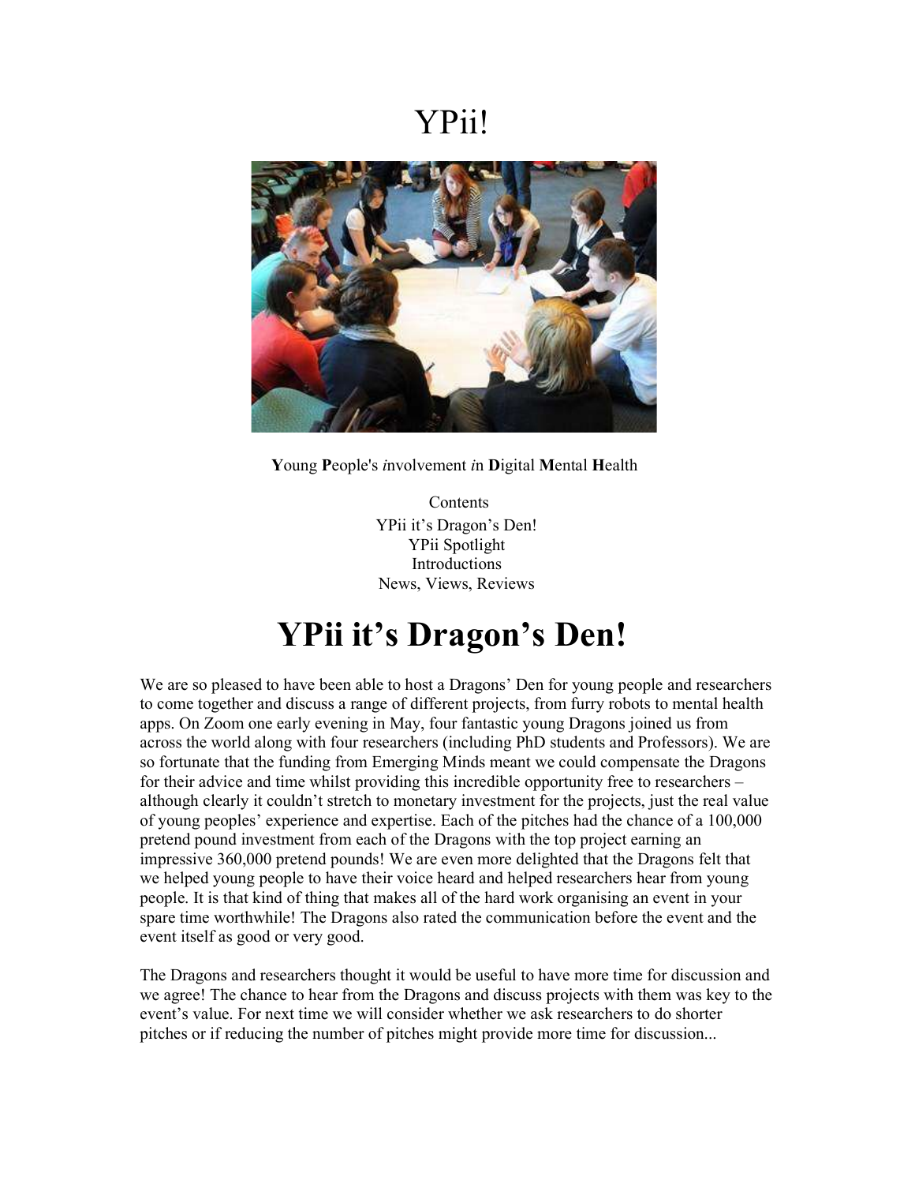# YPii!

**Y**oung **P**eople's *i*nvolvement *i*n **D**igital **M**ental **H**ealth

Contents
YPii it's Dragon's Den!
YPii Spotlight
Introductions
News, Views, Reviews

# YPii it's Dragon's Den!

We are so pleased to have been able to host a Dragons' Den for young people and researchers to come together and discuss a range of different projects, from furry robots to mental health apps. On Zoom one early evening in May, four fantastic young Dragons joined us from across the world along with four researchers (including PhD students and Professors). We are so fortunate that the funding from Emerging Minds meant we could compensate the Dragons for their advice and time whilst providing this incredible opportunity free to researchers – although clearly it couldn't stretch to monetary investment for the projects, just the real value of young peoples' experience and expertise. Each of the pitches had the chance of a 100,000 pretend pound investment from each of the Dragons with the top project earning an impressive 360,000 pretend pounds! We are even more delighted that the Dragons felt that we helped young people to have their voice heard and helped researchers hear from young people. It is that kind of thing that makes all of the hard work organising an event in your spare time worthwhile! The Dragons also rated the communication before the event and the event itself as good or very good.

The Dragons and researchers thought it would be useful to have more time for discussion and we agree! The chance to hear from the Dragons and discuss projects with them was key to the event's value. For next time we will consider whether we ask researchers to do shorter pitches or if reducing the number of pitches might provide more time for discussion...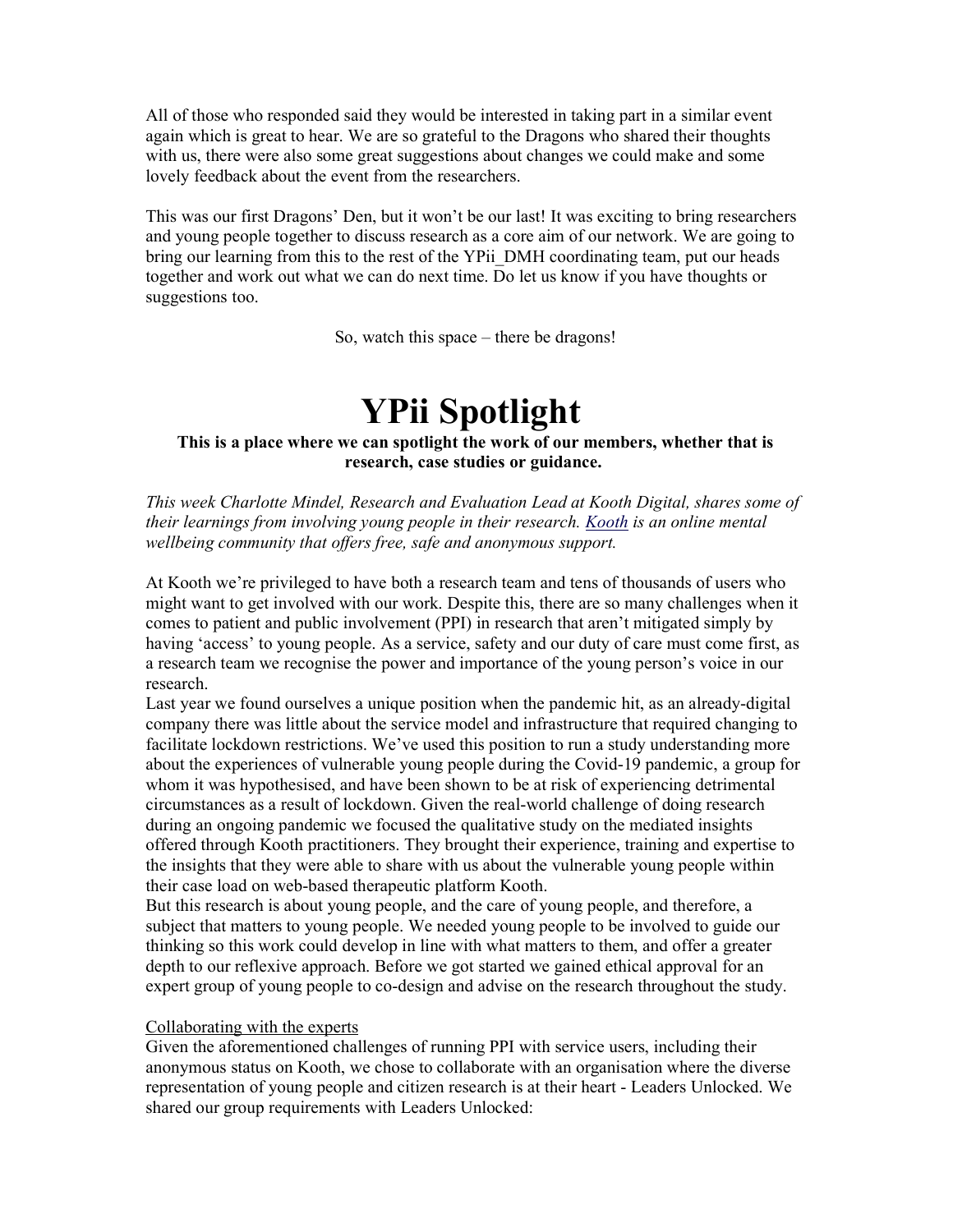All of those who responded said they would be interested in taking part in a similar event again which is great to hear. We are so grateful to the Dragons who shared their thoughts with us, there were also some great suggestions about changes we could make and some lovely feedback about the event from the researchers.

This was our first Dragons' Den, but it won't be our last! It was exciting to bring researchers and young people together to discuss research as a core aim of our network. We are going to bring our learning from this to the rest of the YPii_DMH coordinating team, put our heads together and work out what we can do next time. Do let us know if you have thoughts or suggestions too.

So, watch this space – there be dragons!

# YPii Spotlight

**This is a place where we can spotlight the work of our members, whether that is research, case studies or guidance.**

*This week Charlotte Mindel, Research and Evaluation Lead at Kooth Digital, shares some of their learnings from involving young people in their research. Kooth is an online mental wellbeing community that offers free, safe and anonymous support.*

At Kooth we're privileged to have both a research team and tens of thousands of users who might want to get involved with our work. Despite this, there are so many challenges when it comes to patient and public involvement (PPI) in research that aren't mitigated simply by having 'access' to young people. As a service, safety and our duty of care must come first, as a research team we recognise the power and importance of the young person's voice in our research.

Last year we found ourselves a unique position when the pandemic hit, as an already-digital company there was little about the service model and infrastructure that required changing to facilitate lockdown restrictions. We've used this position to run a study understanding more about the experiences of vulnerable young people during the Covid-19 pandemic, a group for whom it was hypothesised, and have been shown to be at risk of experiencing detrimental circumstances as a result of lockdown. Given the real-world challenge of doing research during an ongoing pandemic we focused the qualitative study on the mediated insights offered through Kooth practitioners. They brought their experience, training and expertise to the insights that they were able to share with us about the vulnerable young people within their case load on web-based therapeutic platform Kooth.

But this research is about young people, and the care of young people, and therefore, a subject that matters to young people. We needed young people to be involved to guide our thinking so this work could develop in line with what matters to them, and offer a greater depth to our reflexive approach. Before we got started we gained ethical approval for an expert group of young people to co-design and advise on the research throughout the study.

Collaborating with the experts

Given the aforementioned challenges of running PPI with service users, including their anonymous status on Kooth, we chose to collaborate with an organisation where the diverse representation of young people and citizen research is at their heart - Leaders Unlocked. We shared our group requirements with Leaders Unlocked: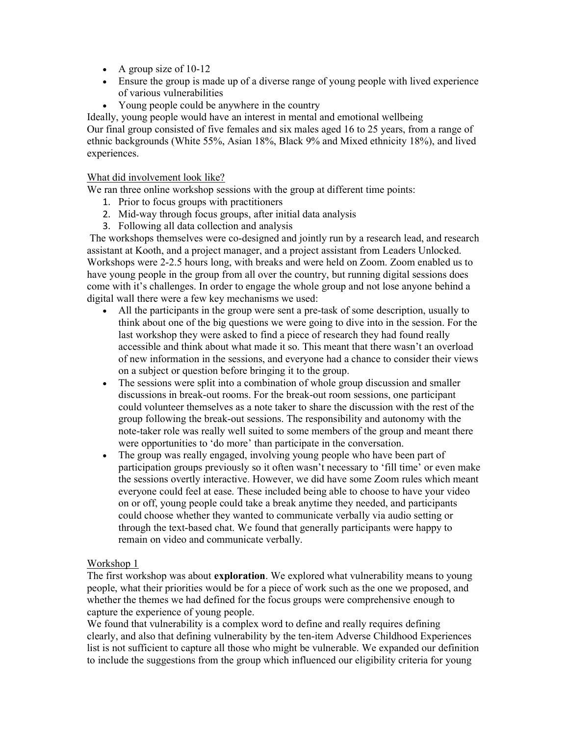- A group size of 10-12
- Ensure the group is made up of a diverse range of young people with lived experience of various vulnerabilities
- Young people could be anywhere in the country

Ideally, young people would have an interest in mental and emotional wellbeing
Our final group consisted of five females and six males aged 16 to 25 years, from a range of ethnic backgrounds (White 55%, Asian 18%, Black 9% and Mixed ethnicity 18%), and lived experiences.

<u>What did involvement look like?</u>
We ran three online workshop sessions with the group at different time points:

1. Prior to focus groups with practitioners
2. Mid-way through focus groups, after initial data analysis
3. Following all data collection and analysis

The workshops themselves were co-designed and jointly run by a research lead, and research assistant at Kooth, and a project manager, and a project assistant from Leaders Unlocked. Workshops were 2-2.5 hours long, with breaks and were held on Zoom. Zoom enabled us to have young people in the group from all over the country, but running digital sessions does come with it's challenges. In order to engage the whole group and not lose anyone behind a digital wall there were a few key mechanisms we used:

- All the participants in the group were sent a pre-task of some description, usually to think about one of the big questions we were going to dive into in the session. For the last workshop they were asked to find a piece of research they had found really accessible and think about what made it so. This meant that there wasn't an overload of new information in the sessions, and everyone had a chance to consider their views on a subject or question before bringing it to the group.
- The sessions were split into a combination of whole group discussion and smaller discussions in break-out rooms. For the break-out room sessions, one participant could volunteer themselves as a note taker to share the discussion with the rest of the group following the break-out sessions. The responsibility and autonomy with the note-taker role was really well suited to some members of the group and meant there were opportunities to 'do more' than participate in the conversation.
- The group was really engaged, involving young people who have been part of participation groups previously so it often wasn't necessary to 'fill time' or even make the sessions overtly interactive. However, we did have some Zoom rules which meant everyone could feel at ease. These included being able to choose to have your video on or off, young people could take a break anytime they needed, and participants could choose whether they wanted to communicate verbally via audio setting or through the text-based chat. We found that generally participants were happy to remain on video and communicate verbally.

<u>Workshop 1</u>
The first workshop was about **exploration**. We explored what vulnerability means to young people, what their priorities would be for a piece of work such as the one we proposed, and whether the themes we had defined for the focus groups were comprehensive enough to capture the experience of young people.
We found that vulnerability is a complex word to define and really requires defining clearly, and also that defining vulnerability by the ten-item Adverse Childhood Experiences list is not sufficient to capture all those who might be vulnerable. We expanded our definition to include the suggestions from the group which influenced our eligibility criteria for young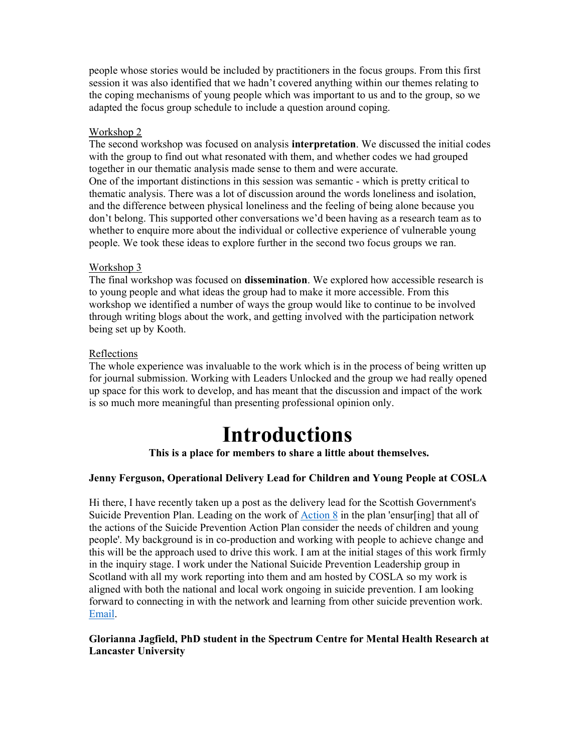people whose stories would be included by practitioners in the focus groups. From this first session it was also identified that we hadn't covered anything within our themes relating to the coping mechanisms of young people which was important to us and to the group, so we adapted the focus group schedule to include a question around coping.

Workshop 2

The second workshop was focused on analysis **interpretation**. We discussed the initial codes with the group to find out what resonated with them, and whether codes we had grouped together in our thematic analysis made sense to them and were accurate.

One of the important distinctions in this session was semantic - which is pretty critical to thematic analysis. There was a lot of discussion around the words loneliness and isolation, and the difference between physical loneliness and the feeling of being alone because you don't belong. This supported other conversations we'd been having as a research team as to whether to enquire more about the individual or collective experience of vulnerable young people. We took these ideas to explore further in the second two focus groups we ran.

Workshop 3

The final workshop was focused on **dissemination**. We explored how accessible research is to young people and what ideas the group had to make it more accessible. From this workshop we identified a number of ways the group would like to continue to be involved through writing blogs about the work, and getting involved with the participation network being set up by Kooth.

Reflections

The whole experience was invaluable to the work which is in the process of being written up for journal submission. Working with Leaders Unlocked and the group we had really opened up space for this work to develop, and has meant that the discussion and impact of the work is so much more meaningful than presenting professional opinion only.

# Introductions

**This is a place for members to share a little about themselves.**

**Jenny Ferguson, Operational Delivery Lead for Children and Young People at COSLA**

Hi there, I have recently taken up a post as the delivery lead for the Scottish Government's Suicide Prevention Plan. Leading on the work of Action 8 in the plan 'ensur[ing] that all of the actions of the Suicide Prevention Action Plan consider the needs of children and young people'. My background is in co-production and working with people to achieve change and this will be the approach used to drive this work. I am at the initial stages of this work firmly in the inquiry stage. I work under the National Suicide Prevention Leadership group in Scotland with all my work reporting into them and am hosted by COSLA so my work is aligned with both the national and local work ongoing in suicide prevention. I am looking forward to connecting in with the network and learning from other suicide prevention work. Email.

**Glorianna Jagfield, PhD student in the Spectrum Centre for Mental Health Research at Lancaster University**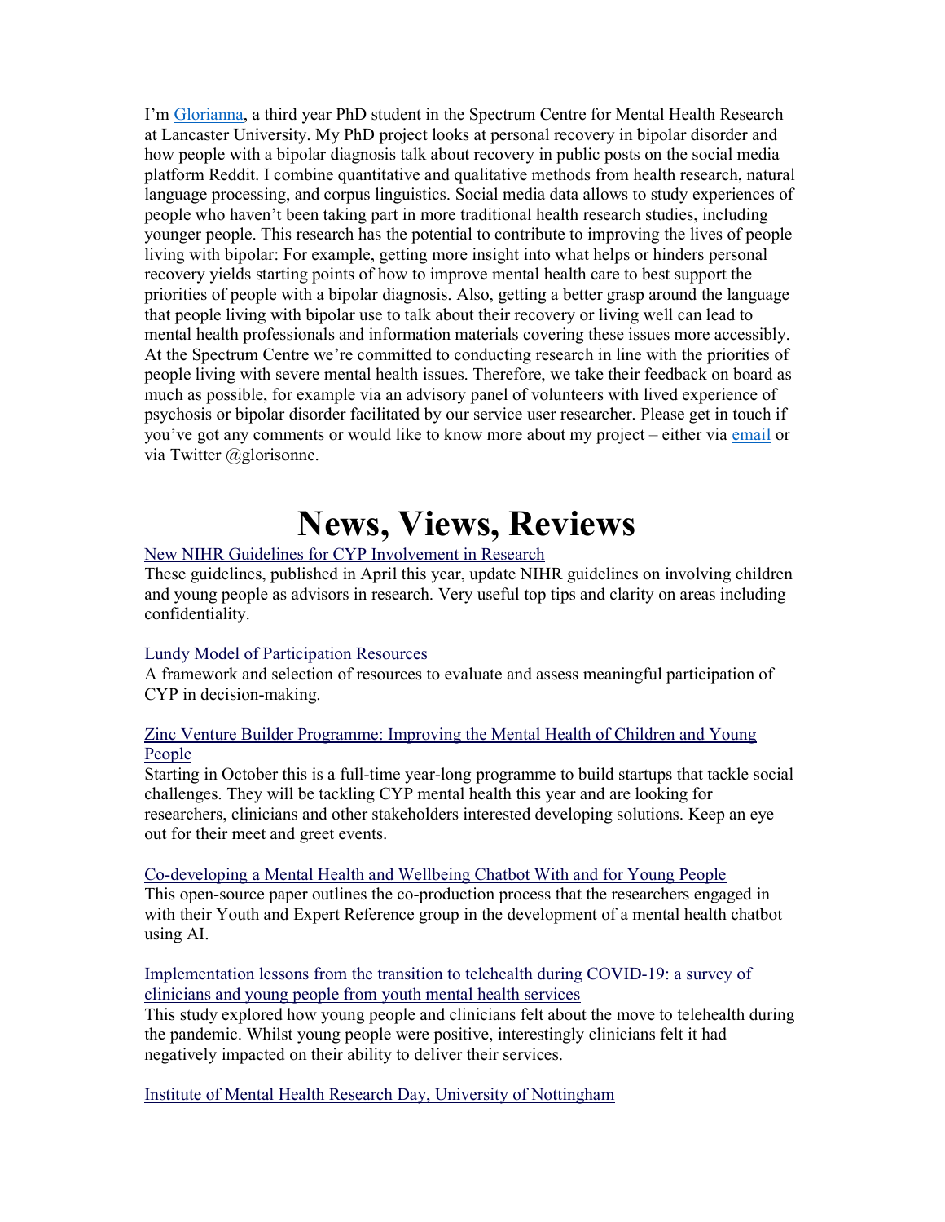I'm Glorianna, a third year PhD student in the Spectrum Centre for Mental Health Research at Lancaster University. My PhD project looks at personal recovery in bipolar disorder and how people with a bipolar diagnosis talk about recovery in public posts on the social media platform Reddit. I combine quantitative and qualitative methods from health research, natural language processing, and corpus linguistics. Social media data allows to study experiences of people who haven't been taking part in more traditional health research studies, including younger people. This research has the potential to contribute to improving the lives of people living with bipolar: For example, getting more insight into what helps or hinders personal recovery yields starting points of how to improve mental health care to best support the priorities of people with a bipolar diagnosis. Also, getting a better grasp around the language that people living with bipolar use to talk about their recovery or living well can lead to mental health professionals and information materials covering these issues more accessibly. At the Spectrum Centre we're committed to conducting research in line with the priorities of people living with severe mental health issues. Therefore, we take their feedback on board as much as possible, for example via an advisory panel of volunteers with lived experience of psychosis or bipolar disorder facilitated by our service user researcher. Please get in touch if you've got any comments or would like to know more about my project – either via email or via Twitter @glorisonne.

# News, Views, Reviews

New NIHR Guidelines for CYP Involvement in Research

These guidelines, published in April this year, update NIHR guidelines on involving children and young people as advisors in research. Very useful top tips and clarity on areas including confidentiality.

Lundy Model of Participation Resources

A framework and selection of resources to evaluate and assess meaningful participation of CYP in decision-making.

Zinc Venture Builder Programme: Improving the Mental Health of Children and Young People

Starting in October this is a full-time year-long programme to build startups that tackle social challenges. They will be tackling CYP mental health this year and are looking for researchers, clinicians and other stakeholders interested developing solutions. Keep an eye out for their meet and greet events.

Co-developing a Mental Health and Wellbeing Chatbot With and for Young People

This open-source paper outlines the co-production process that the researchers engaged in with their Youth and Expert Reference group in the development of a mental health chatbot using AI.

Implementation lessons from the transition to telehealth during COVID-19: a survey of clinicians and young people from youth mental health services

This study explored how young people and clinicians felt about the move to telehealth during the pandemic. Whilst young people were positive, interestingly clinicians felt it had negatively impacted on their ability to deliver their services.

Institute of Mental Health Research Day, University of Nottingham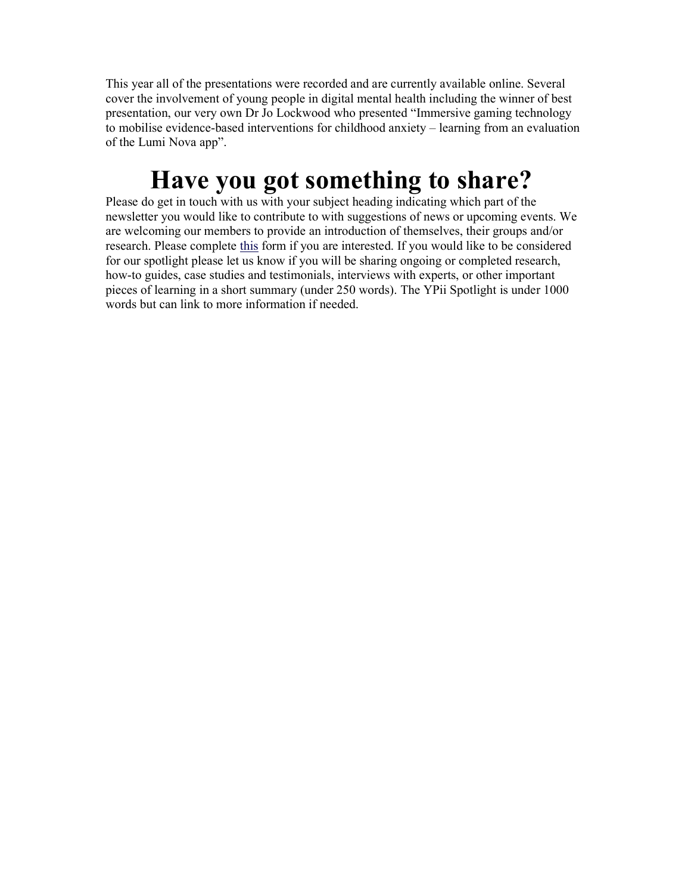This year all of the presentations were recorded and are currently available online. Several cover the involvement of young people in digital mental health including the winner of best presentation, our very own Dr Jo Lockwood who presented "Immersive gaming technology to mobilise evidence-based interventions for childhood anxiety – learning from an evaluation of the Lumi Nova app".

# Have you got something to share?

Please do get in touch with us with your subject heading indicating which part of the newsletter you would like to contribute to with suggestions of news or upcoming events. We are welcoming our members to provide an introduction of themselves, their groups and/or research. Please complete this form if you are interested. If you would like to be considered for our spotlight please let us know if you will be sharing ongoing or completed research, how-to guides, case studies and testimonials, interviews with experts, or other important pieces of learning in a short summary (under 250 words). The YPii Spotlight is under 1000 words but can link to more information if needed.